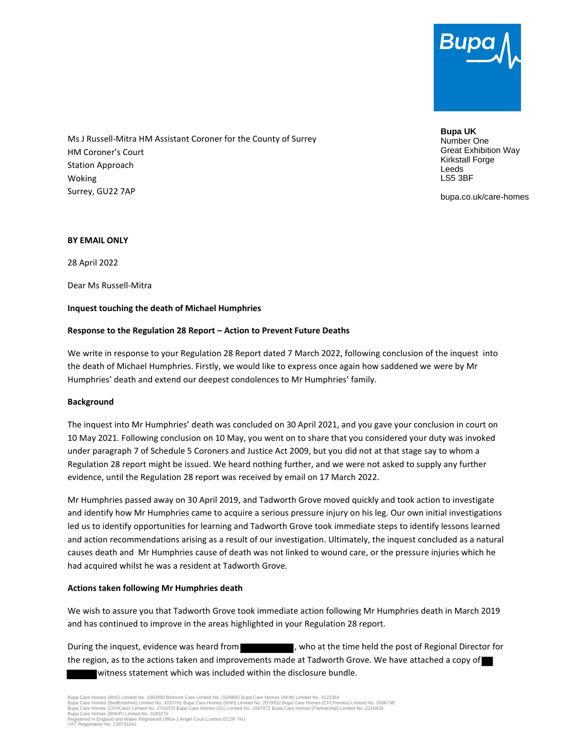Bupa UK
Number One
Great Exhibition Way
Kirkstall Forge
Leeds
LS5 3BF

bupa.co.uk/care-homes

Ms J Russell-Mitra HM Assistant Coroner for the County of Surrey
HM Coroner's Court
Station Approach
Woking
Surrey, GU22 7AP

**BY EMAIL ONLY**

28 April 2022

Dear Ms Russell-Mitra

**Inquest touching the death of Michael Humphries**

**Response to the Regulation 28 Report – Action to Prevent Future Deaths**

We write in response to your Regulation 28 Report dated 7 March 2022, following conclusion of the inquest into the death of Michael Humphries. Firstly, we would like to express once again how saddened we were by Mr Humphries' death and extend our deepest condolences to Mr Humphries' family.

**Background**

The inquest into Mr Humphries' death was concluded on 30 April 2021, and you gave your conclusion in court on 10 May 2021. Following conclusion on 10 May, you went on to share that you considered your duty was invoked under paragraph 7 of Schedule 5 Coroners and Justice Act 2009, but you did not at that stage say to whom a Regulation 28 report might be issued. We heard nothing further, and we were not asked to supply any further evidence, until the Regulation 28 report was received by email on 17 March 2022.

Mr Humphries passed away on 30 April 2019, and Tadworth Grove moved quickly and took action to investigate and identify how Mr Humphries came to acquire a serious pressure injury on his leg. Our own initial investigations led us to identify opportunities for learning and Tadworth Grove took immediate steps to identify lessons learned and action recommendations arising as a result of our investigation. Ultimately, the inquest concluded as a natural causes death and Mr Humphries cause of death was not linked to wound care, or the pressure injuries which he had acquired whilst he was a resident at Tadworth Grove.

**Actions taken following Mr Humphries death**

We wish to assure you that Tadworth Grove took immediate action following Mr Humphries death in March 2019 and has continued to improve in the areas highlighted in your Regulation 28 report.

During the inquest, evidence was heard from [REDACTED], who at the time held the post of Regional Director for the region, as to the actions taken and improvements made at Tadworth Grove. We have attached a copy of [REDACTED] witness statement which was included within the disclosure bundle.

Bupa Care Homes (ANS) Limited No. 1960990 Belmont Care Limited No. 2509860 Bupa Care Homes (AKW) Limited No. 4122364
Bupa Care Homes (Bedfordshire) Limited No. 3333791 Bupa Care Homes (BNH) Limited No. 2079932 Bupa Care Homes (CFCHomes) Limited No. 2006738
Bupa Care Homes (CFHCare) Limited No. 2741070 Bupa Care Homes (GL) Limited No. 1587972 Bupa Care Homes (Partnership) Limited No. 2216429
Bupa Care Homes (BNHP) Limited No. 3183275
Registered in England and Wales Registered Office 1 Angel Court London EC2R 7HJ
VAT Registration No. 239731641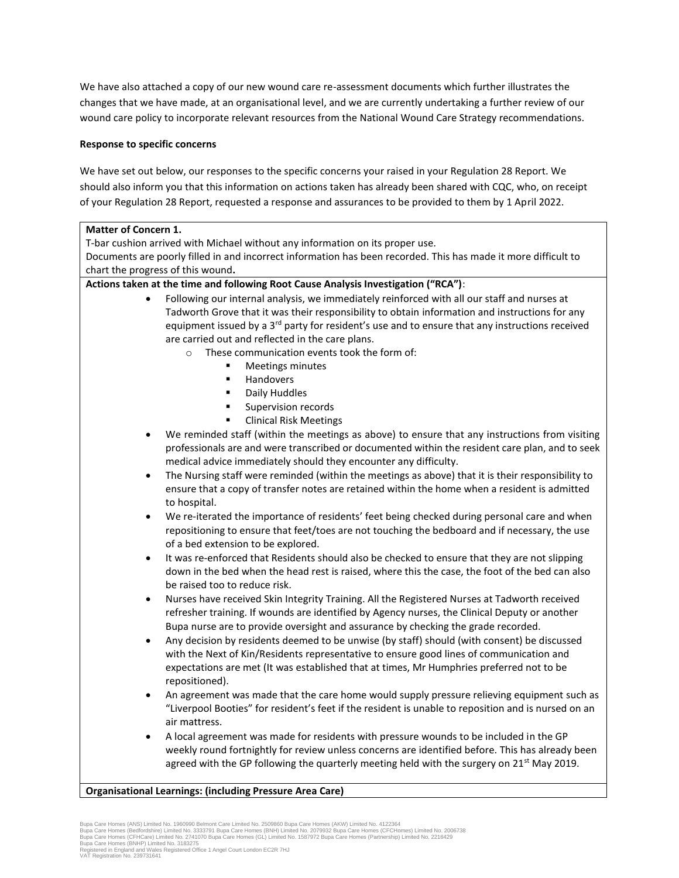We have also attached a copy of our new wound care re-assessment documents which further illustrates the changes that we have made, at an organisational level, and we are currently undertaking a further review of our wound care policy to incorporate relevant resources from the National Wound Care Strategy recommendations.

**Response to specific concerns**

We have set out below, our responses to the specific concerns your raised in your Regulation 28 Report. We should also inform you that this information on actions taken has already been shared with CQC, who, on receipt of your Regulation 28 Report, requested a response and assurances to be provided to them by 1 April 2022.

**Matter of Concern 1.**

T-bar cushion arrived with Michael without any information on its proper use.
Documents are poorly filled in and incorrect information has been recorded. This has made it more difficult to chart the progress of this wound**.**

**Actions taken at the time and following Root Cause Analysis Investigation ("RCA")**:

- Following our internal analysis, we immediately reinforced with all our staff and nurses at Tadworth Grove that it was their responsibility to obtain information and instructions for any equipment issued by a 3rd party for resident's use and to ensure that any instructions received are carried out and reflected in the care plans.
    - These communication events took the form of:
        - Meetings minutes
        - Handovers
        - Daily Huddles
        - Supervision records
        - Clinical Risk Meetings
- We reminded staff (within the meetings as above) to ensure that any instructions from visiting professionals are and were transcribed or documented within the resident care plan, and to seek medical advice immediately should they encounter any difficulty.
- The Nursing staff were reminded (within the meetings as above) that it is their responsibility to ensure that a copy of transfer notes are retained within the home when a resident is admitted to hospital.
- We re-iterated the importance of residents' feet being checked during personal care and when repositioning to ensure that feet/toes are not touching the bedboard and if necessary, the use of a bed extension to be explored.
- It was re-enforced that Residents should also be checked to ensure that they are not slipping down in the bed when the head rest is raised, where this the case, the foot of the bed can also be raised too to reduce risk.
- Nurses have received Skin Integrity Training. All the Registered Nurses at Tadworth received refresher training. If wounds are identified by Agency nurses, the Clinical Deputy or another Bupa nurse are to provide oversight and assurance by checking the grade recorded.
- Any decision by residents deemed to be unwise (by staff) should (with consent) be discussed with the Next of Kin/Residents representative to ensure good lines of communication and expectations are met (It was established that at times, Mr Humphries preferred not to be repositioned).
- An agreement was made that the care home would supply pressure relieving equipment such as "Liverpool Booties" for resident's feet if the resident is unable to reposition and is nursed on an air mattress.
- A local agreement was made for residents with pressure wounds to be included in the GP weekly round fortnightly for review unless concerns are identified before. This has already been agreed with the GP following the quarterly meeting held with the surgery on 21st May 2019.

**Organisational Learnings: (including Pressure Area Care)**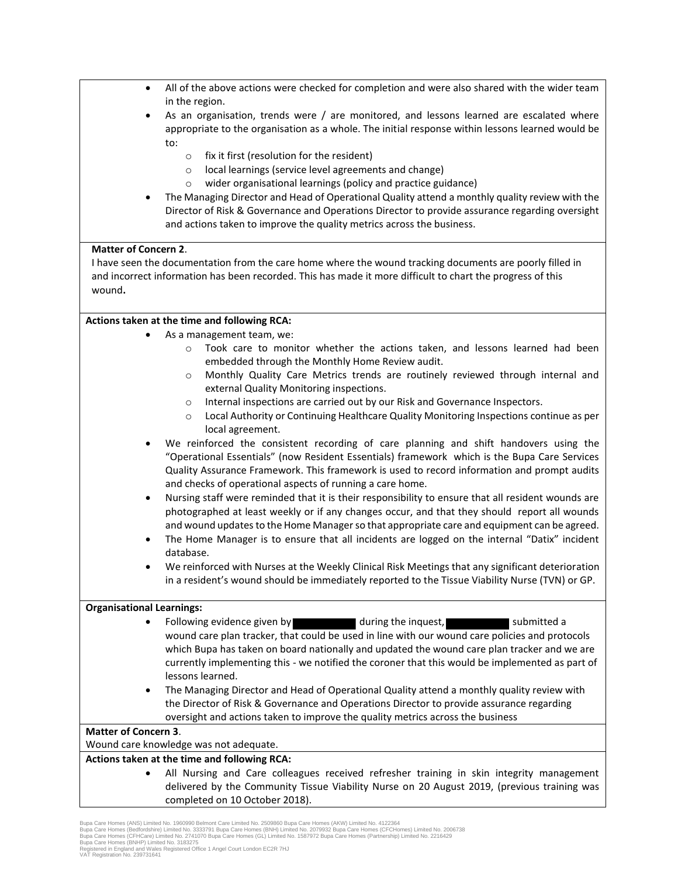- All of the above actions were checked for completion and were also shared with the wider team in the region.
- As an organisation, trends were / are monitored, and lessons learned are escalated where appropriate to the organisation as a whole. The initial response within lessons learned would be to:
  - fix it first (resolution for the resident)
  - local learnings (service level agreements and change)
  - wider organisational learnings (policy and practice guidance)
- The Managing Director and Head of Operational Quality attend a monthly quality review with the Director of Risk & Governance and Operations Director to provide assurance regarding oversight and actions taken to improve the quality metrics across the business.

**Matter of Concern 2**.
I have seen the documentation from the care home where the wound tracking documents are poorly filled in and incorrect information has been recorded. This has made it more difficult to chart the progress of this wound**.**

**Actions taken at the time and following RCA:**

- As a management team, we:
  - Took care to monitor whether the actions taken, and lessons learned had been embedded through the Monthly Home Review audit.
  - Monthly Quality Care Metrics trends are routinely reviewed through internal and external Quality Monitoring inspections.
  - Internal inspections are carried out by our Risk and Governance Inspectors.
  - Local Authority or Continuing Healthcare Quality Monitoring Inspections continue as per local agreement.
- We reinforced the consistent recording of care planning and shift handovers using the "Operational Essentials" (now Resident Essentials) framework which is the Bupa Care Services Quality Assurance Framework. This framework is used to record information and prompt audits and checks of operational aspects of running a care home.
- Nursing staff were reminded that it is their responsibility to ensure that all resident wounds are photographed at least weekly or if any changes occur, and that they should report all wounds and wound updates to the Home Manager so that appropriate care and equipment can be agreed.
- The Home Manager is to ensure that all incidents are logged on the internal "Datix" incident database.
- We reinforced with Nurses at the Weekly Clinical Risk Meetings that any significant deterioration in a resident's wound should be immediately reported to the Tissue Viability Nurse (TVN) or GP.

**Organisational Learnings:**

- Following evidence given by [REDACTED] during the inquest, [REDACTED] submitted a wound care plan tracker, that could be used in line with our wound care policies and protocols which Bupa has taken on board nationally and updated the wound care plan tracker and we are currently implementing this - we notified the coroner that this would be implemented as part of lessons learned.
- The Managing Director and Head of Operational Quality attend a monthly quality review with the Director of Risk & Governance and Operations Director to provide assurance regarding oversight and actions taken to improve the quality metrics across the business

**Matter of Concern 3**.
Wound care knowledge was not adequate.

**Actions taken at the time and following RCA:**

- All Nursing and Care colleagues received refresher training in skin integrity management delivered by the Community Tissue Viability Nurse on 20 August 2019, (previous training was completed on 10 October 2018).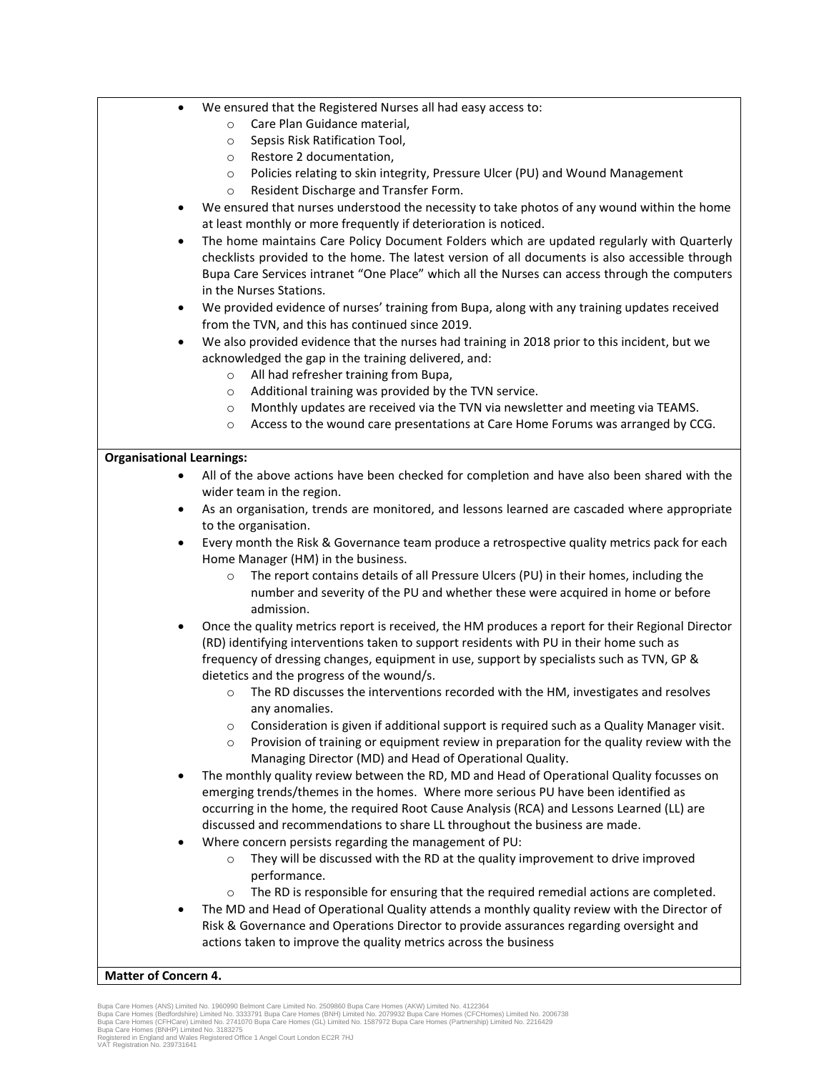- We ensured that the Registered Nurses all had easy access to:
  - Care Plan Guidance material,
  - Sepsis Risk Ratification Tool,
  - Restore 2 documentation,
  - Policies relating to skin integrity, Pressure Ulcer (PU) and Wound Management
  - Resident Discharge and Transfer Form.
- We ensured that nurses understood the necessity to take photos of any wound within the home at least monthly or more frequently if deterioration is noticed.
- The home maintains Care Policy Document Folders which are updated regularly with Quarterly checklists provided to the home. The latest version of all documents is also accessible through Bupa Care Services intranet "One Place" which all the Nurses can access through the computers in the Nurses Stations.
- We provided evidence of nurses' training from Bupa, along with any training updates received from the TVN, and this has continued since 2019.
- We also provided evidence that the nurses had training in 2018 prior to this incident, but we acknowledged the gap in the training delivered, and:
  - All had refresher training from Bupa,
  - Additional training was provided by the TVN service.
  - Monthly updates are received via the TVN via newsletter and meeting via TEAMS.
  - Access to the wound care presentations at Care Home Forums was arranged by CCG.

**Organisational Learnings:**

- All of the above actions have been checked for completion and have also been shared with the wider team in the region.
- As an organisation, trends are monitored, and lessons learned are cascaded where appropriate to the organisation.
- Every month the Risk & Governance team produce a retrospective quality metrics pack for each Home Manager (HM) in the business.
  - The report contains details of all Pressure Ulcers (PU) in their homes, including the number and severity of the PU and whether these were acquired in home or before admission.
- Once the quality metrics report is received, the HM produces a report for their Regional Director (RD) identifying interventions taken to support residents with PU in their home such as frequency of dressing changes, equipment in use, support by specialists such as TVN, GP & dietetics and the progress of the wound/s.
  - The RD discusses the interventions recorded with the HM, investigates and resolves any anomalies.
  - Consideration is given if additional support is required such as a Quality Manager visit.
  - Provision of training or equipment review in preparation for the quality review with the Managing Director (MD) and Head of Operational Quality.
- The monthly quality review between the RD, MD and Head of Operational Quality focusses on emerging trends/themes in the homes. Where more serious PU have been identified as occurring in the home, the required Root Cause Analysis (RCA) and Lessons Learned (LL) are discussed and recommendations to share LL throughout the business are made.
- Where concern persists regarding the management of PU:
  - They will be discussed with the RD at the quality improvement to drive improved performance.
  - The RD is responsible for ensuring that the required remedial actions are completed.
- The MD and Head of Operational Quality attends a monthly quality review with the Director of Risk & Governance and Operations Director to provide assurances regarding oversight and actions taken to improve the quality metrics across the business

**Matter of Concern 4.**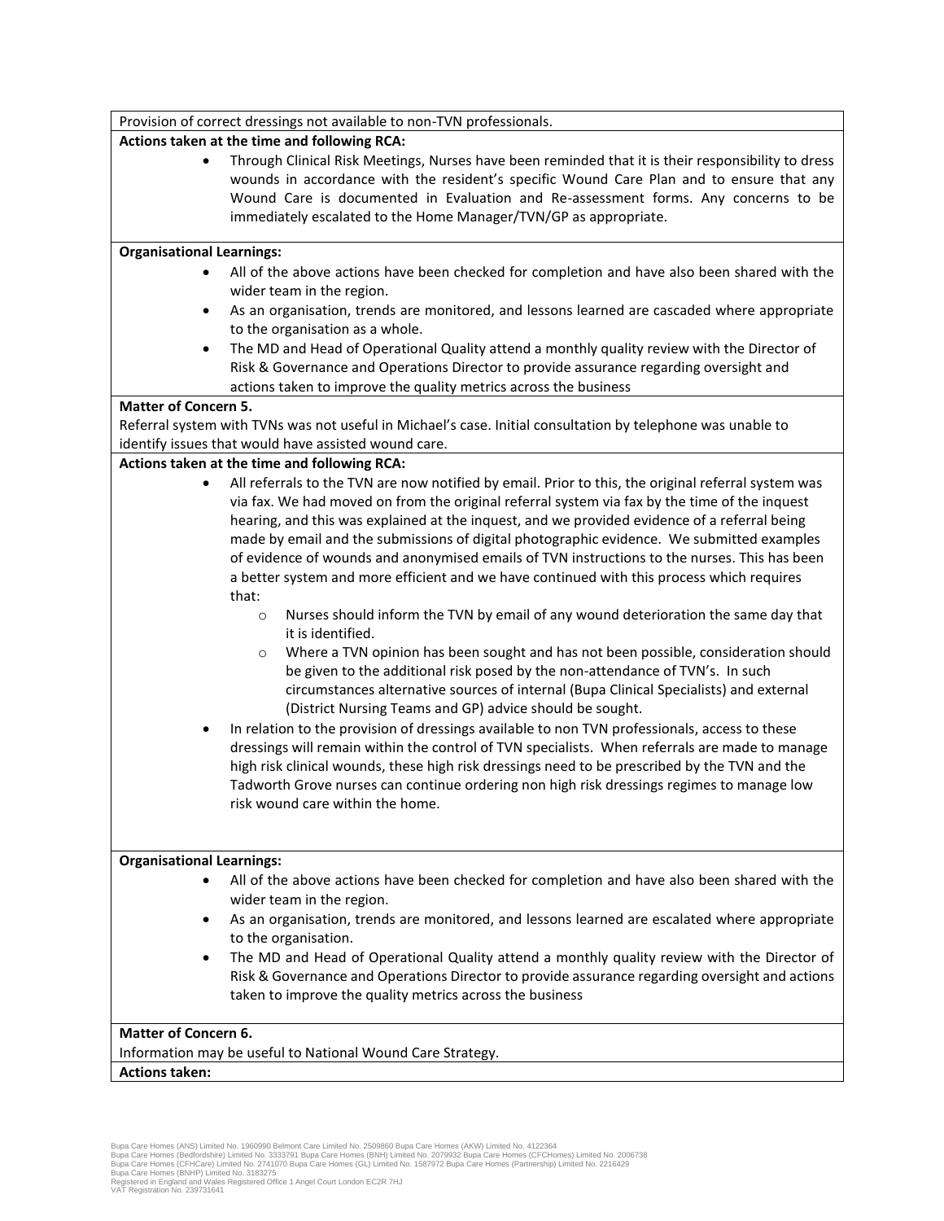Provision of correct dressings not available to non-TVN professionals.

**Actions taken at the time and following RCA:**

- Through Clinical Risk Meetings, Nurses have been reminded that it is their responsibility to dress wounds in accordance with the resident's specific Wound Care Plan and to ensure that any Wound Care is documented in Evaluation and Re-assessment forms. Any concerns to be immediately escalated to the Home Manager/TVN/GP as appropriate.

**Organisational Learnings:**

- All of the above actions have been checked for completion and have also been shared with the wider team in the region.
- As an organisation, trends are monitored, and lessons learned are cascaded where appropriate to the organisation as a whole.
- The MD and Head of Operational Quality attend a monthly quality review with the Director of Risk & Governance and Operations Director to provide assurance regarding oversight and actions taken to improve the quality metrics across the business

**Matter of Concern 5.**

Referral system with TVNs was not useful in Michael's case. Initial consultation by telephone was unable to identify issues that would have assisted wound care.

**Actions taken at the time and following RCA:**

- All referrals to the TVN are now notified by email. Prior to this, the original referral system was via fax. We had moved on from the original referral system via fax by the time of the inquest hearing, and this was explained at the inquest, and we provided evidence of a referral being made by email and the submissions of digital photographic evidence. We submitted examples of evidence of wounds and anonymised emails of TVN instructions to the nurses. This has been a better system and more efficient and we have continued with this process which requires that:
    - Nurses should inform the TVN by email of any wound deterioration the same day that it is identified.
    - Where a TVN opinion has been sought and has not been possible, consideration should be given to the additional risk posed by the non-attendance of TVN's. In such circumstances alternative sources of internal (Bupa Clinical Specialists) and external (District Nursing Teams and GP) advice should be sought.
- In relation to the provision of dressings available to non TVN professionals, access to these dressings will remain within the control of TVN specialists. When referrals are made to manage high risk clinical wounds, these high risk dressings need to be prescribed by the TVN and the Tadworth Grove nurses can continue ordering non high risk dressings regimes to manage low risk wound care within the home.

**Organisational Learnings:**

- All of the above actions have been checked for completion and have also been shared with the wider team in the region.
- As an organisation, trends are monitored, and lessons learned are escalated where appropriate to the organisation.
- The MD and Head of Operational Quality attend a monthly quality review with the Director of Risk & Governance and Operations Director to provide assurance regarding oversight and actions taken to improve the quality metrics across the business

**Matter of Concern 6.**

Information may be useful to National Wound Care Strategy.

**Actions taken:**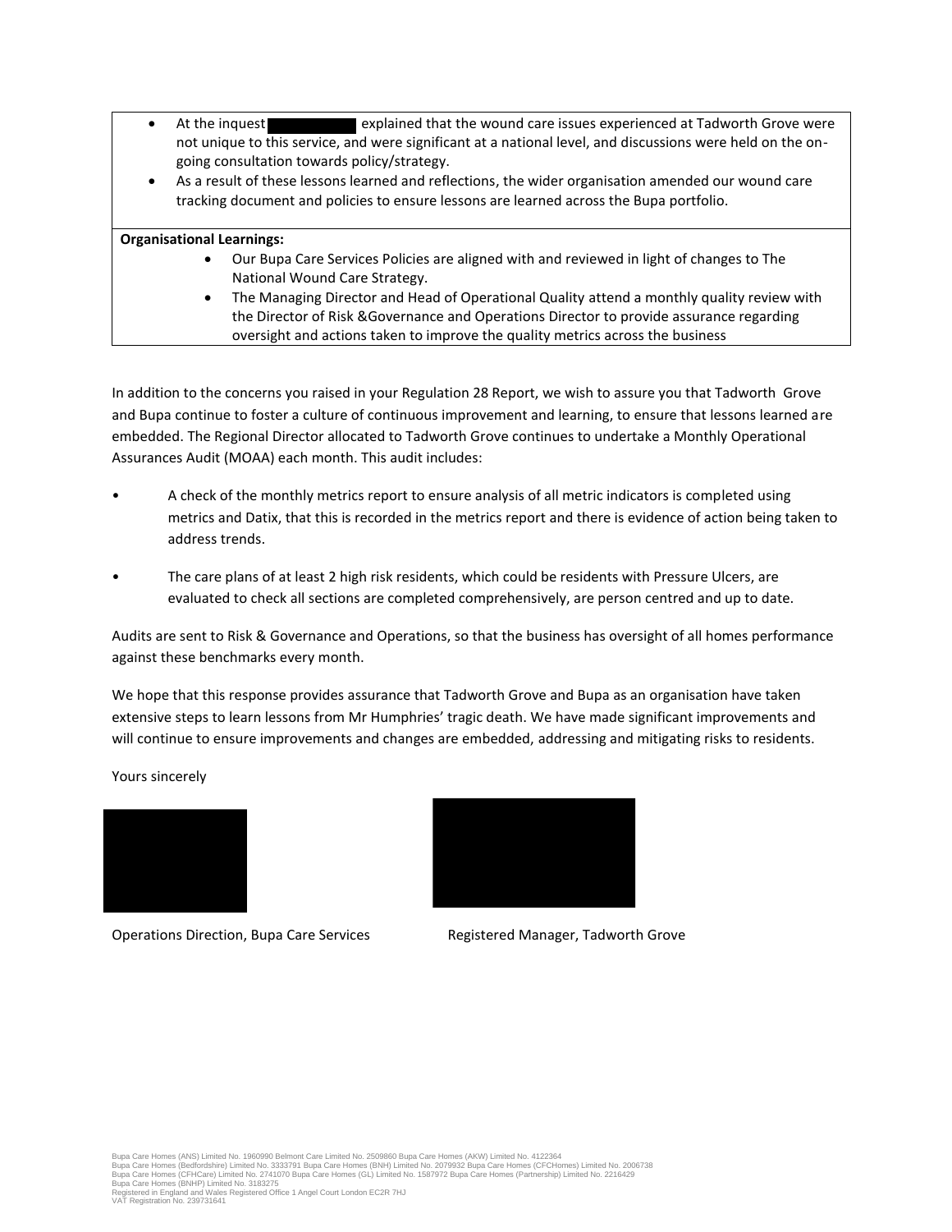- At the inquest [REDACTED] explained that the wound care issues experienced at Tadworth Grove were not unique to this service, and were significant at a national level, and discussions were held on the on-going consultation towards policy/strategy.
- As a result of these lessons learned and reflections, the wider organisation amended our wound care tracking document and policies to ensure lessons are learned across the Bupa portfolio.

**Organisational Learnings:**

- Our Bupa Care Services Policies are aligned with and reviewed in light of changes to The National Wound Care Strategy.
- The Managing Director and Head of Operational Quality attend a monthly quality review with the Director of Risk &Governance and Operations Director to provide assurance regarding oversight and actions taken to improve the quality metrics across the business

In addition to the concerns you raised in your Regulation 28 Report, we wish to assure you that Tadworth Grove and Bupa continue to foster a culture of continuous improvement and learning, to ensure that lessons learned are embedded. The Regional Director allocated to Tadworth Grove continues to undertake a Monthly Operational Assurances Audit (MOAA) each month. This audit includes:

- A check of the monthly metrics report to ensure analysis of all metric indicators is completed using metrics and Datix, that this is recorded in the metrics report and there is evidence of action being taken to address trends.
- The care plans of at least 2 high risk residents, which could be residents with Pressure Ulcers, are evaluated to check all sections are completed comprehensively, are person centred and up to date.

Audits are sent to Risk & Governance and Operations, so that the business has oversight of all homes performance against these benchmarks every month.

We hope that this response provides assurance that Tadworth Grove and Bupa as an organisation have taken extensive steps to learn lessons from Mr Humphries' tragic death. We have made significant improvements and will continue to ensure improvements and changes are embedded, addressing and mitigating risks to residents.

Yours sincerely

[REDACTED] [REDACTED]

Operations Direction, Bupa Care Services Registered Manager, Tadworth Grove

Bupa Care Homes (ANS) Limited No. 1960990 Belmont Care Limited No. 2509860 Bupa Care Homes (AKW) Limited No. 4122364
Bupa Care Homes (Bedfordshire) Limited No. 3333791 Bupa Care Homes (BNH) Limited No. 2079932 Bupa Care Homes (CFCHomes) Limited No. 2006738
Bupa Care Homes (CFHCare) Limited No. 2741070 Bupa Care Homes (GL) Limited No. 1587972 Bupa Care Homes (Partnership) Limited No. 2216429
Bupa Care Homes (BNHP) Limited No. 3183275
Registered in England and Wales Registered Office 1 Angel Court London EC2R 7HJ
VAT Registration No. 239731641